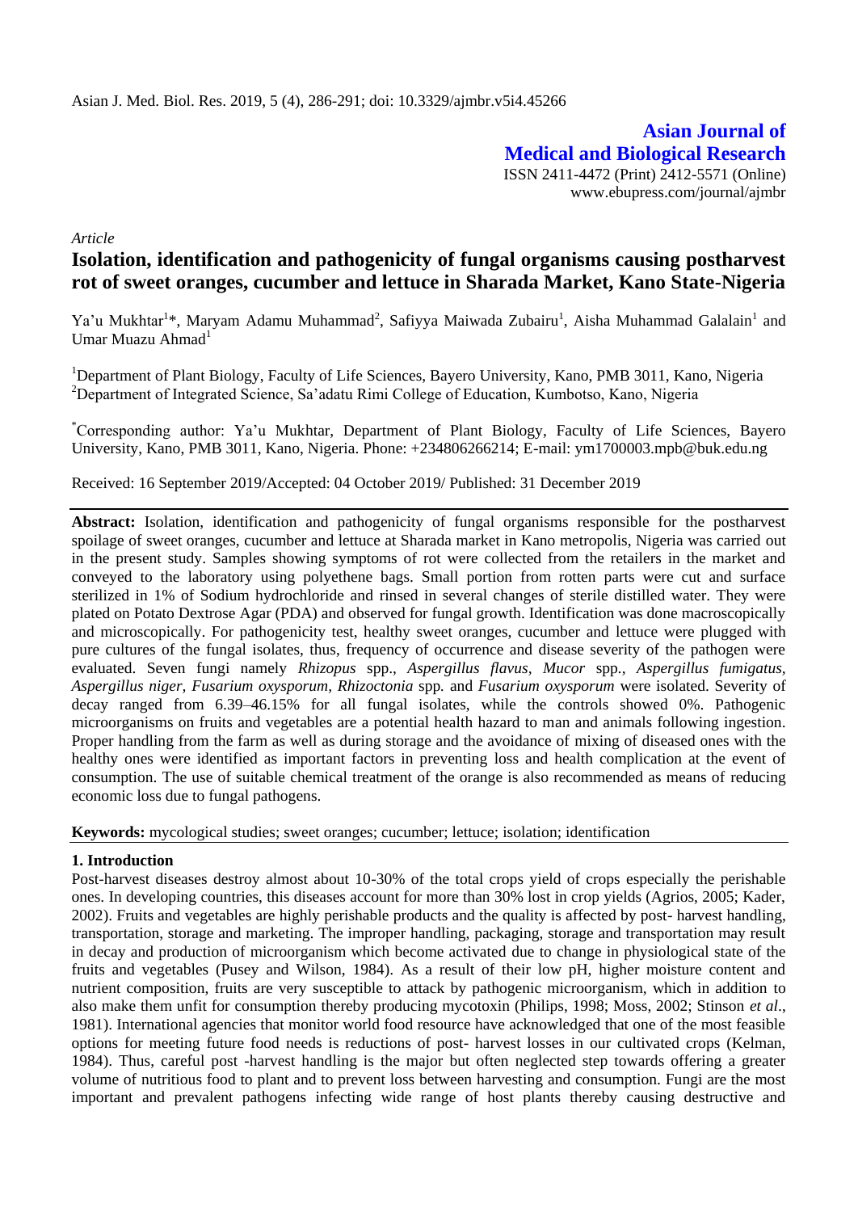Asian J. Med. Biol. Res. 2019, 5 (4), 286-291; doi: 10.3329/ajmbr.v5i4.45266

**Asian Journal of Medical and Biological Research**

ISSN 2411-4472 (Print) 2412-5571 (Online)
www.ebupress.com/journal/ajmbr

*Article*

# Isolation, identification and pathogenicity of fungal organisms causing postharvest rot of sweet oranges, cucumber and lettuce in Sharada Market, Kano State-Nigeria

Ya'u Mukhtar[1]*, Maryam Adamu Muhammad[2], Safiyya Maiwada Zubairu[1], Aisha Muhammad Galalain[1] and Umar Muazu Ahmad[1]

[1]Department of Plant Biology, Faculty of Life Sciences, Bayero University, Kano, PMB 3011, Kano, Nigeria
[2]Department of Integrated Science, Sa'adatu Rimi College of Education, Kumbotso, Kano, Nigeria

*Corresponding author: Ya'u Mukhtar, Department of Plant Biology, Faculty of Life Sciences, Bayero University, Kano, PMB 3011, Kano, Nigeria. Phone: +234806266214; E-mail: ym1700003.mpb@buk.edu.ng

Received: 16 September 2019/Accepted: 04 October 2019/ Published: 31 December 2019

**Abstract:** Isolation, identification and pathogenicity of fungal organisms responsible for the postharvest spoilage of sweet oranges, cucumber and lettuce at Sharada market in Kano metropolis, Nigeria was carried out in the present study. Samples showing symptoms of rot were collected from the retailers in the market and conveyed to the laboratory using polyethene bags. Small portion from rotten parts were cut and surface sterilized in 1% of Sodium hydrochloride and rinsed in several changes of sterile distilled water. They were plated on Potato Dextrose Agar (PDA) and observed for fungal growth. Identification was done macroscopically and microscopically. For pathogenicity test, healthy sweet oranges, cucumber and lettuce were plugged with pure cultures of the fungal isolates, thus, frequency of occurrence and disease severity of the pathogen were evaluated. Seven fungi namely *Rhizopus* spp., *Aspergillus flavus*, *Mucor* spp., *Aspergillus fumigatus, Aspergillus niger, Fusarium oxysporum, Rhizoctonia* spp*.* and *Fusarium oxysporum* were isolated. Severity of decay ranged from 6.39–46.15% for all fungal isolates, while the controls showed 0%. Pathogenic microorganisms on fruits and vegetables are a potential health hazard to man and animals following ingestion. Proper handling from the farm as well as during storage and the avoidance of mixing of diseased ones with the healthy ones were identified as important factors in preventing loss and health complication at the event of consumption. The use of suitable chemical treatment of the orange is also recommended as means of reducing economic loss due to fungal pathogens.

**Keywords:** mycological studies; sweet oranges; cucumber; lettuce; isolation; identification

## 1. Introduction

Post-harvest diseases destroy almost about 10-30% of the total crops yield of crops especially the perishable ones. In developing countries, this diseases account for more than 30% lost in crop yields (Agrios, 2005; Kader, 2002). Fruits and vegetables are highly perishable products and the quality is affected by post- harvest handling, transportation, storage and marketing. The improper handling, packaging, storage and transportation may result in decay and production of microorganism which become activated due to change in physiological state of the fruits and vegetables (Pusey and Wilson, 1984). As a result of their low pH, higher moisture content and nutrient composition, fruits are very susceptible to attack by pathogenic microorganism, which in addition to also make them unfit for consumption thereby producing mycotoxin (Philips, 1998; Moss, 2002; Stinson *et al*., 1981). International agencies that monitor world food resource have acknowledged that one of the most feasible options for meeting future food needs is reductions of post- harvest losses in our cultivated crops (Kelman, 1984). Thus, careful post -harvest handling is the major but often neglected step towards offering a greater volume of nutritious food to plant and to prevent loss between harvesting and consumption. Fungi are the most important and prevalent pathogens infecting wide range of host plants thereby causing destructive and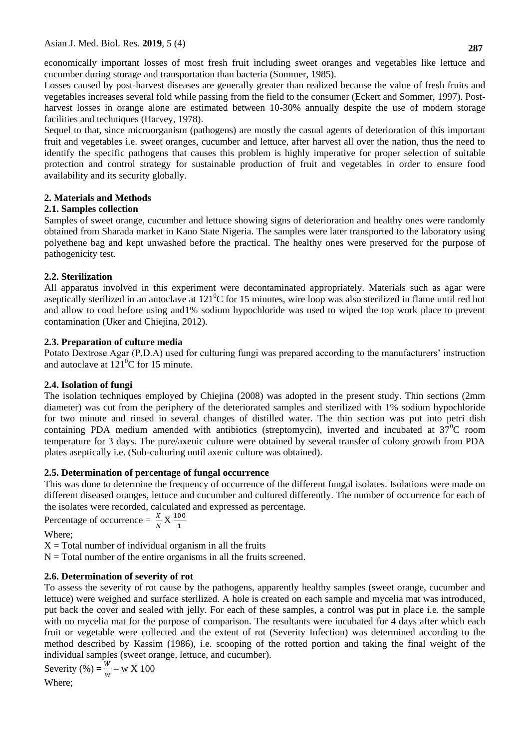economically important losses of most fresh fruit including sweet oranges and vegetables like lettuce and cucumber during storage and transportation than bacteria (Sommer, 1985).

Losses caused by post-harvest diseases are generally greater than realized because the value of fresh fruits and vegetables increases several fold while passing from the field to the consumer (Eckert and Sommer, 1997). Post-harvest losses in orange alone are estimated between 10-30% annually despite the use of modern storage facilities and techniques (Harvey, 1978).

Sequel to that, since microorganism (pathogens) are mostly the casual agents of deterioration of this important fruit and vegetables i.e. sweet oranges, cucumber and lettuce, after harvest all over the nation, thus the need to identify the specific pathogens that causes this problem is highly imperative for proper selection of suitable protection and control strategy for sustainable production of fruit and vegetables in order to ensure food availability and its security globally.

## 2. Materials and Methods

### 2.1. Samples collection

Samples of sweet orange, cucumber and lettuce showing signs of deterioration and healthy ones were randomly obtained from Sharada market in Kano State Nigeria. The samples were later transported to the laboratory using polyethene bag and kept unwashed before the practical. The healthy ones were preserved for the purpose of pathogenicity test.

### 2.2. Sterilization

All apparatus involved in this experiment were decontaminated appropriately. Materials such as agar were aseptically sterilized in an autoclave at $121^0$C for 15 minutes, wire loop was also sterilized in flame until red hot and allow to cool before using and1% sodium hypochloride was used to wiped the top work place to prevent contamination (Uker and Chiejina, 2012).

### 2.3. Preparation of culture media

Potato Dextrose Agar (P.D.A) used for culturing fungi was prepared according to the manufacturers' instruction and autoclave at $121^0$C for 15 minute.

### 2.4. Isolation of fungi

The isolation techniques employed by Chiejina (2008) was adopted in the present study. Thin sections (2mm diameter) was cut from the periphery of the deteriorated samples and sterilized with 1% sodium hypochloride for two minute and rinsed in several changes of distilled water. The thin section was put into petri dish containing PDA medium amended with antibiotics (streptomycin), inverted and incubated at $37^0$C room temperature for 3 days. The pure/axenic culture were obtained by several transfer of colony growth from PDA plates aseptically i.e. (Sub-culturing until axenic culture was obtained).

### 2.5. Determination of percentage of fungal occurrence

This was done to determine the frequency of occurrence of the different fungal isolates. Isolations were made on different diseased oranges, lettuce and cucumber and cultured differently. The number of occurrence for each of the isolates were recorded, calculated and expressed as percentage.

Percentage of occurrence = $\frac{X}{N} \text{ X } \frac{100}{1}$

Where;

X = Total number of individual organism in all the fruits

N = Total number of the entire organisms in all the fruits screened.

### 2.6. Determination of severity of rot

To assess the severity of rot cause by the pathogens, apparently healthy samples (sweet orange, cucumber and lettuce) were weighed and surface sterilized. A hole is created on each sample and mycelia mat was introduced, put back the cover and sealed with jelly. For each of these samples, a control was put in place i.e. the sample with no mycelia mat for the purpose of comparison. The resultants were incubated for 4 days after which each fruit or vegetable were collected and the extent of rot (Severity Infection) was determined according to the method described by Kassim (1986), i.e. scooping of the rotted portion and taking the final weight of the individual samples (sweet orange, lettuce, and cucumber).

Severity (%) = $\frac{W}{w} - \text{w X } 100$

Where;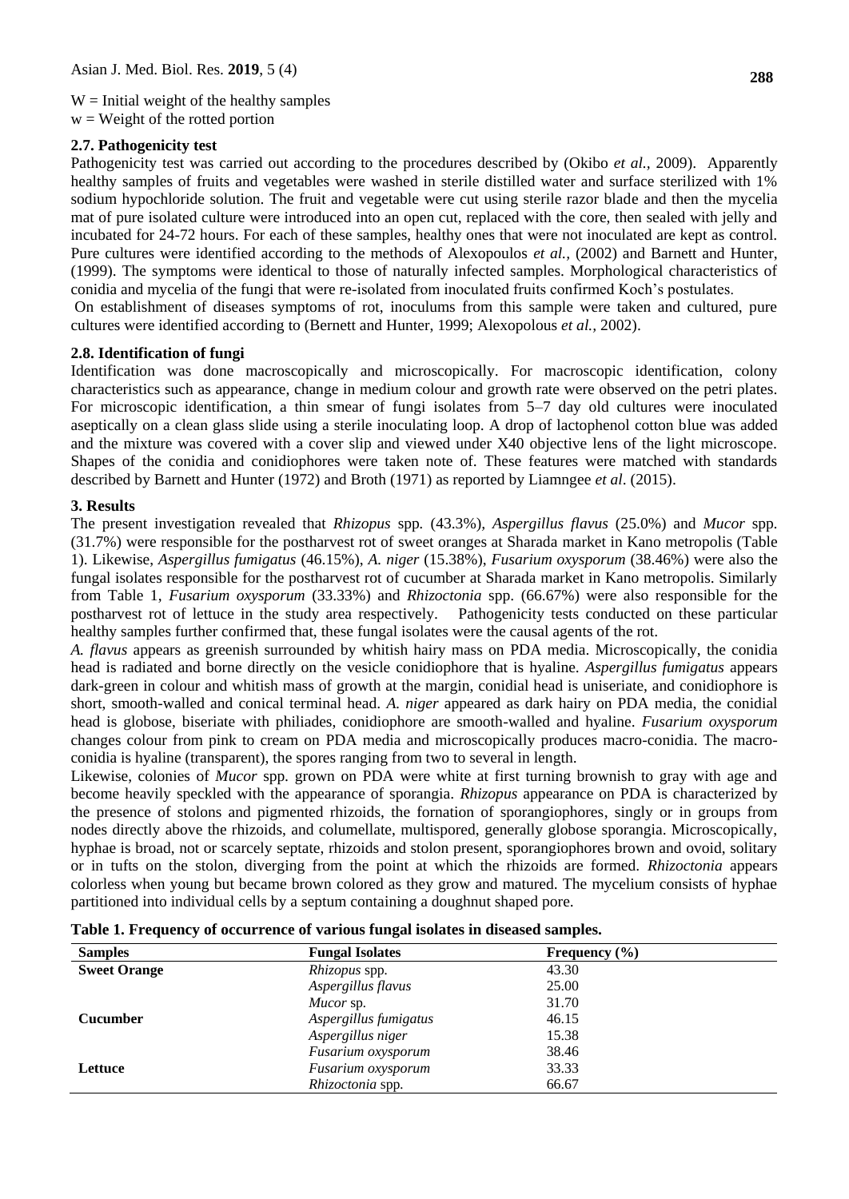W = Initial weight of the healthy samples
w = Weight of the rotted portion

### 2.7. Pathogenicity test

Pathogenicity test was carried out according to the procedures described by (Okibo *et al.,* 2009). Apparently healthy samples of fruits and vegetables were washed in sterile distilled water and surface sterilized with 1% sodium hypochloride solution. The fruit and vegetable were cut using sterile razor blade and then the mycelia mat of pure isolated culture were introduced into an open cut, replaced with the core, then sealed with jelly and incubated for 24-72 hours. For each of these samples, healthy ones that were not inoculated are kept as control. Pure cultures were identified according to the methods of Alexopoulos *et al.,* (2002) and Barnett and Hunter, (1999). The symptoms were identical to those of naturally infected samples. Morphological characteristics of conidia and mycelia of the fungi that were re-isolated from inoculated fruits confirmed Koch's postulates.

On establishment of diseases symptoms of rot, inoculums from this sample were taken and cultured, pure cultures were identified according to (Bernett and Hunter, 1999; Alexopolous *et al.,* 2002).

### 2.8. Identification of fungi

Identification was done macroscopically and microscopically. For macroscopic identification, colony characteristics such as appearance, change in medium colour and growth rate were observed on the petri plates. For microscopic identification, a thin smear of fungi isolates from 5–7 day old cultures were inoculated aseptically on a clean glass slide using a sterile inoculating loop. A drop of lactophenol cotton blue was added and the mixture was covered with a cover slip and viewed under X40 objective lens of the light microscope. Shapes of the conidia and conidiophores were taken note of. These features were matched with standards described by Barnett and Hunter (1972) and Broth (1971) as reported by Liamngee *et al*. (2015).

## 3. Results

The present investigation revealed that *Rhizopus* spp*.* (43.3%)*, Aspergillus flavus* (25.0%) and *Mucor* spp. (31.7%) were responsible for the postharvest rot of sweet oranges at Sharada market in Kano metropolis (Table 1). Likewise, *Aspergillus fumigatus* (46.15%), *A. niger* (15.38%), *Fusarium oxysporum* (38.46%) were also the fungal isolates responsible for the postharvest rot of cucumber at Sharada market in Kano metropolis. Similarly from Table 1, *Fusarium oxysporum* (33.33%) and *Rhizoctonia* spp. (66.67%) were also responsible for the postharvest rot of lettuce in the study area respectively. Pathogenicity tests conducted on these particular healthy samples further confirmed that, these fungal isolates were the causal agents of the rot.

*A. flavus* appears as greenish surrounded by whitish hairy mass on PDA media. Microscopically, the conidia head is radiated and borne directly on the vesicle conidiophore that is hyaline. *Aspergillus fumigatus* appears dark-green in colour and whitish mass of growth at the margin, conidial head is uniseriate, and conidiophore is short, smooth-walled and conical terminal head. *A. niger* appeared as dark hairy on PDA media, the conidial head is globose, biseriate with philiades, conidiophore are smooth-walled and hyaline. *Fusarium oxysporum* changes colour from pink to cream on PDA media and microscopically produces macro-conidia. The macro-conidia is hyaline (transparent), the spores ranging from two to several in length.

Likewise, colonies of *Mucor* spp*.* grown on PDA were white at first turning brownish to gray with age and become heavily speckled with the appearance of sporangia. *Rhizopus* appearance on PDA is characterized by the presence of stolons and pigmented rhizoids, the fornation of sporangiophores, singly or in groups from nodes directly above the rhizoids, and columellate, multispored, generally globose sporangia. Microscopically, hyphae is broad, not or scarcely septate, rhizoids and stolon present, sporangiophores brown and ovoid, solitary or in tufts on the stolon, diverging from the point at which the rhizoids are formed. *Rhizoctonia* appears colorless when young but became brown colored as they grow and matured. The mycelium consists of hyphae partitioned into individual cells by a septum containing a doughnut shaped pore.

**Table 1. Frequency of occurrence of various fungal isolates in diseased samples.**

| Samples | Fungal Isolates | Frequency (%) |
|---|---|---|
| **Sweet Orange** | *Rhizopus* spp. | 43.30 |
| | *Aspergillus flavus* | 25.00 |
| | *Mucor* sp. | 31.70 |
| **Cucumber** | *Aspergillus fumigatus* | 46.15 |
| | *Aspergillus niger* | 15.38 |
| | *Fusarium oxysporum* | 38.46 |
| **Lettuce** | *Fusarium oxysporum* | 33.33 |
| | *Rhizoctonia* spp. | 66.67 |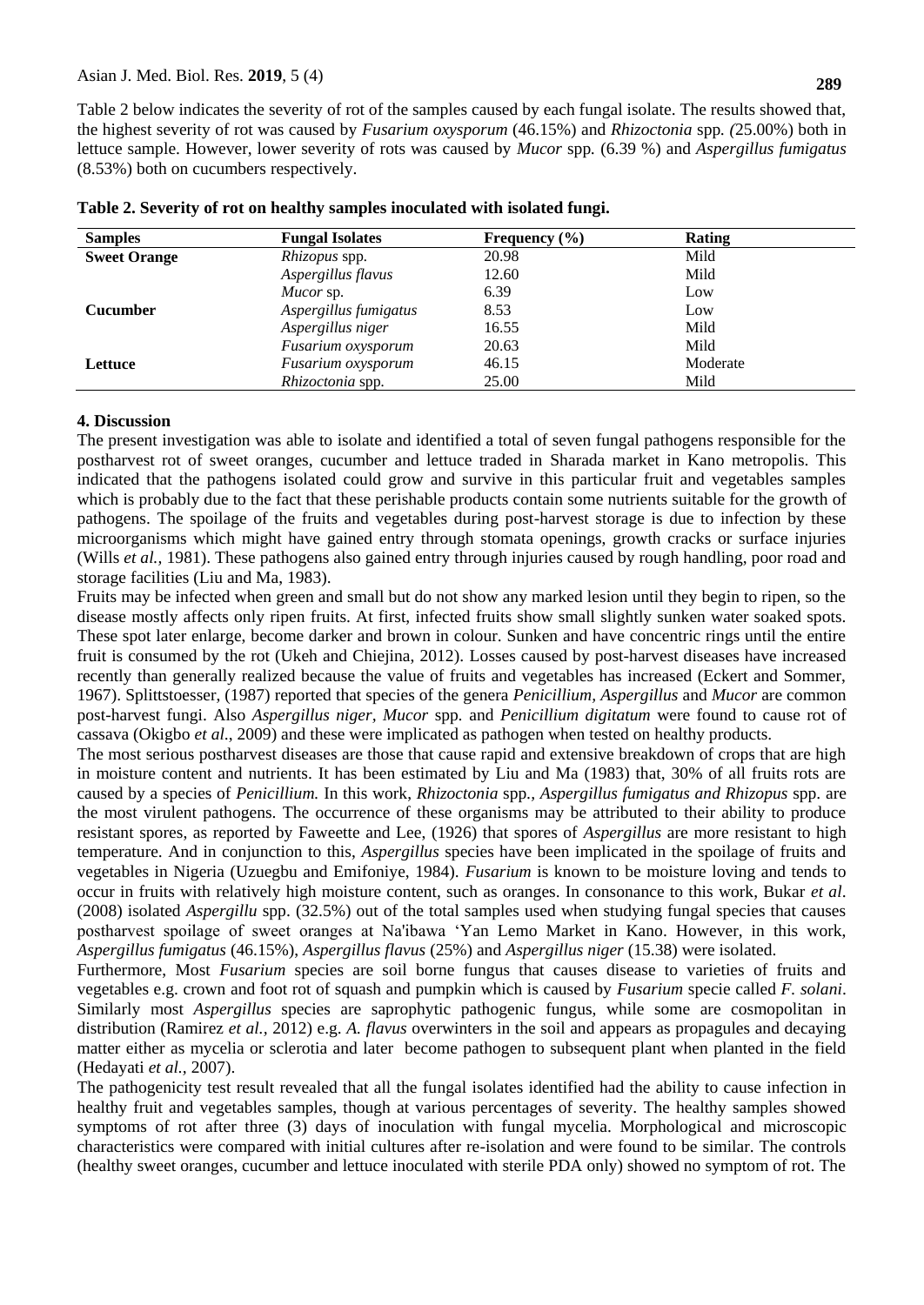Table 2 below indicates the severity of rot of the samples caused by each fungal isolate. The results showed that, the highest severity of rot was caused by *Fusarium oxysporum* (46.15%) and *Rhizoctonia* spp*. (*25.00%) both in lettuce sample. However, lower severity of rots was caused by *Mucor* spp*.* (6.39 %) and *Aspergillus fumigatus* (8.53%) both on cucumbers respectively.

**Table 2. Severity of rot on healthy samples inoculated with isolated fungi.**

| Samples | Fungal Isolates | Frequency (%) | Rating |
|---|---|---|---|
| **Sweet Orange** | *Rhizopus* spp. | 20.98 | Mild |
| | *Aspergillus flavus* | 12.60 | Mild |
| | *Mucor* sp. | 6.39 | Low |
| **Cucumber** | *Aspergillus fumigatus* | 8.53 | Low |
| | *Aspergillus niger* | 16.55 | Mild |
| | *Fusarium oxysporum* | 20.63 | Mild |
| **Lettuce** | *Fusarium oxysporum* | 46.15 | Moderate |
| | *Rhizoctonia* spp. | 25.00 | Mild |

## 4. Discussion

The present investigation was able to isolate and identified a total of seven fungal pathogens responsible for the postharvest rot of sweet oranges, cucumber and lettuce traded in Sharada market in Kano metropolis. This indicated that the pathogens isolated could grow and survive in this particular fruit and vegetables samples which is probably due to the fact that these perishable products contain some nutrients suitable for the growth of pathogens. The spoilage of the fruits and vegetables during post-harvest storage is due to infection by these microorganisms which might have gained entry through stomata openings, growth cracks or surface injuries (Wills *et al.,* 1981). These pathogens also gained entry through injuries caused by rough handling, poor road and storage facilities (Liu and Ma, 1983).

Fruits may be infected when green and small but do not show any marked lesion until they begin to ripen, so the disease mostly affects only ripen fruits. At first, infected fruits show small slightly sunken water soaked spots. These spot later enlarge, become darker and brown in colour. Sunken and have concentric rings until the entire fruit is consumed by the rot (Ukeh and Chiejina, 2012). Losses caused by post-harvest diseases have increased recently than generally realized because the value of fruits and vegetables has increased (Eckert and Sommer, 1967). Splittstoesser, (1987) reported that species of the genera *Penicillium, Aspergillus* and *Mucor* are common post-harvest fungi. Also *Aspergillus niger, Mucor* spp*.* and *Penicillium digitatum* were found to cause rot of cassava (Okigbo *et al*., 2009) and these were implicated as pathogen when tested on healthy products.

The most serious postharvest diseases are those that cause rapid and extensive breakdown of crops that are high in moisture content and nutrients. It has been estimated by Liu and Ma (1983) that, 30% of all fruits rots are caused by a species of *Penicillium.* In this work, *Rhizoctonia* spp*., Aspergillus fumigatus and Rhizopus* spp. are the most virulent pathogens. The occurrence of these organisms may be attributed to their ability to produce resistant spores, as reported by Faweette and Lee, (1926) that spores of *Aspergillus* are more resistant to high temperature. And in conjunction to this, *Aspergillus* species have been implicated in the spoilage of fruits and vegetables in Nigeria (Uzuegbu and Emifoniye, 1984). *Fusarium* is known to be moisture loving and tends to occur in fruits with relatively high moisture content, such as oranges. In consonance to this work, Bukar *et al*. (2008) isolated *Aspergillu* spp. (32.5%) out of the total samples used when studying fungal species that causes postharvest spoilage of sweet oranges at Na'ibawa 'Yan Lemo Market in Kano. However, in this work, *Aspergillus fumigatus* (46.15%), *Aspergillus flavus* (25%) and *Aspergillus niger* (15.38) were isolated.

Furthermore, Most *Fusarium* species are soil borne fungus that causes disease to varieties of fruits and vegetables e.g. crown and foot rot of squash and pumpkin which is caused by *Fusarium* specie called *F. solani*. Similarly most *Aspergillus* species are saprophytic pathogenic fungus, while some are cosmopolitan in distribution (Ramirez *et al.,* 2012) e.g. *A. flavus* overwinters in the soil and appears as propagules and decaying matter either as mycelia or sclerotia and later become pathogen to subsequent plant when planted in the field (Hedayati *et al.,* 2007).

The pathogenicity test result revealed that all the fungal isolates identified had the ability to cause infection in healthy fruit and vegetables samples, though at various percentages of severity. The healthy samples showed symptoms of rot after three (3) days of inoculation with fungal mycelia. Morphological and microscopic characteristics were compared with initial cultures after re-isolation and were found to be similar. The controls (healthy sweet oranges, cucumber and lettuce inoculated with sterile PDA only) showed no symptom of rot. The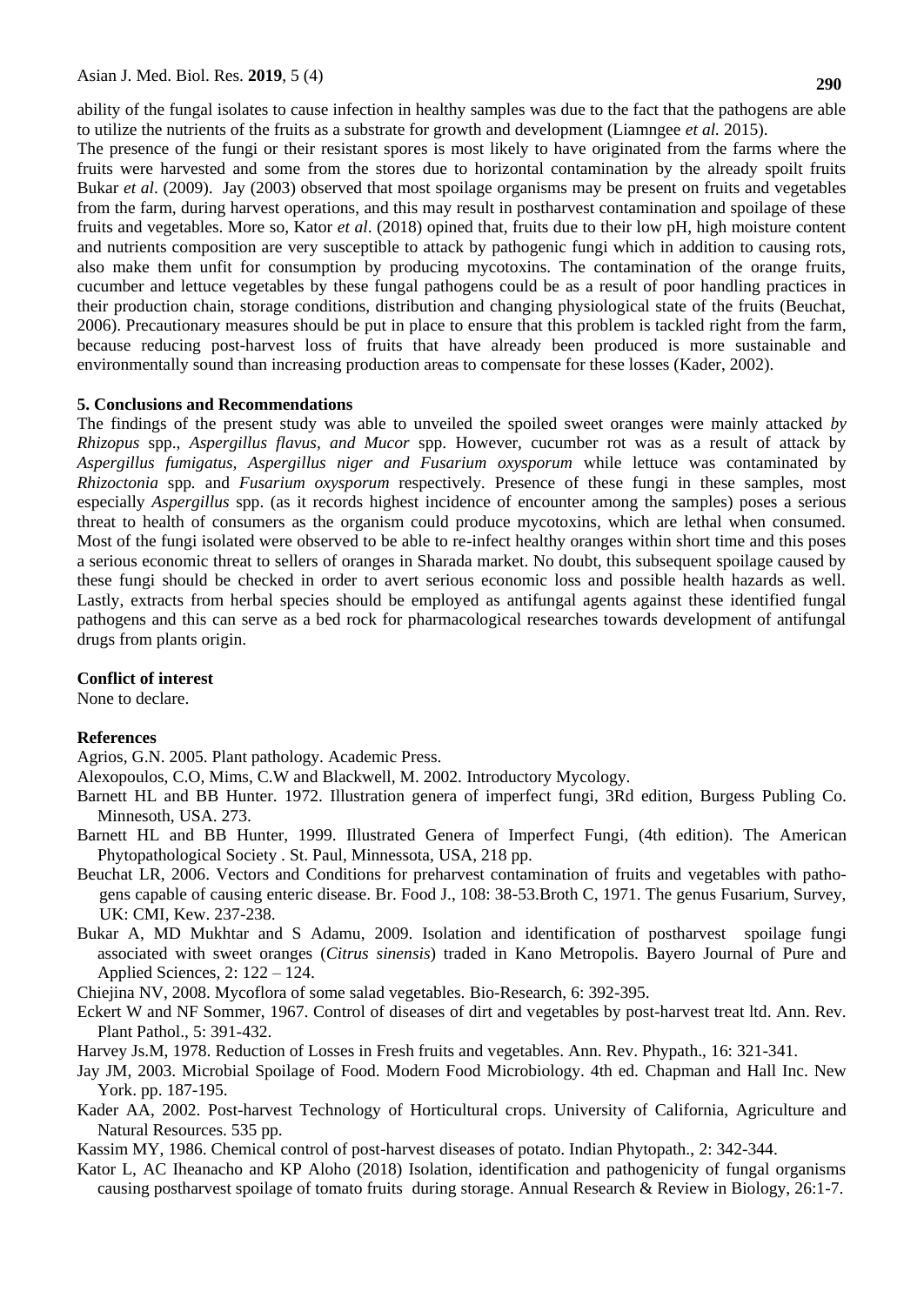ability of the fungal isolates to cause infection in healthy samples was due to the fact that the pathogens are able to utilize the nutrients of the fruits as a substrate for growth and development (Liamngee *et al.* 2015).

The presence of the fungi or their resistant spores is most likely to have originated from the farms where the fruits were harvested and some from the stores due to horizontal contamination by the already spoilt fruits Bukar *et al*. (2009). Jay (2003) observed that most spoilage organisms may be present on fruits and vegetables from the farm, during harvest operations, and this may result in postharvest contamination and spoilage of these fruits and vegetables. More so, Kator *et al*. (2018) opined that, fruits due to their low pH, high moisture content and nutrients composition are very susceptible to attack by pathogenic fungi which in addition to causing rots, also make them unfit for consumption by producing mycotoxins. The contamination of the orange fruits, cucumber and lettuce vegetables by these fungal pathogens could be as a result of poor handling practices in their production chain, storage conditions, distribution and changing physiological state of the fruits (Beuchat, 2006). Precautionary measures should be put in place to ensure that this problem is tackled right from the farm, because reducing post-harvest loss of fruits that have already been produced is more sustainable and environmentally sound than increasing production areas to compensate for these losses (Kader, 2002).

## 5. Conclusions and Recommendations

The findings of the present study was able to unveiled the spoiled sweet oranges were mainly attacked *by Rhizopus* spp., *Aspergillus flavus, and Mucor* spp. However, cucumber rot was as a result of attack by *Aspergillus fumigatus, Aspergillus niger and Fusarium oxysporum* while lettuce was contaminated by *Rhizoctonia* spp*.* and *Fusarium oxysporum* respectively. Presence of these fungi in these samples, most especially *Aspergillus* spp. (as it records highest incidence of encounter among the samples) poses a serious threat to health of consumers as the organism could produce mycotoxins, which are lethal when consumed. Most of the fungi isolated were observed to be able to re-infect healthy oranges within short time and this poses a serious economic threat to sellers of oranges in Sharada market. No doubt, this subsequent spoilage caused by these fungi should be checked in order to avert serious economic loss and possible health hazards as well. Lastly, extracts from herbal species should be employed as antifungal agents against these identified fungal pathogens and this can serve as a bed rock for pharmacological researches towards development of antifungal drugs from plants origin.

## Conflict of interest

None to declare.

## References

Agrios, G.N. 2005. Plant pathology. Academic Press.

Alexopoulos, C.O, Mims, C.W and Blackwell, M. 2002. Introductory Mycology.

Barnett HL and BB Hunter. 1972. Illustration genera of imperfect fungi, 3Rd edition, Burgess Publing Co. Minnesoth, USA. 273.

Barnett HL and BB Hunter, 1999. Illustrated Genera of Imperfect Fungi, (4th edition). The American Phytopathological Society . St. Paul, Minnessota, USA, 218 pp.

Beuchat LR, 2006. Vectors and Conditions for preharvest contamination of fruits and vegetables with pathogens capable of causing enteric disease. Br. Food J., 108: 38-53.Broth C, 1971. The genus Fusarium, Survey, UK: CMI, Kew. 237-238.

Bukar A, MD Mukhtar and S Adamu, 2009. Isolation and identification of postharvest spoilage fungi associated with sweet oranges (*Citrus sinensis*) traded in Kano Metropolis. Bayero Journal of Pure and Applied Sciences, 2: 122 – 124.

Chiejina NV, 2008. Mycoflora of some salad vegetables. Bio-Research, 6: 392-395.

Eckert W and NF Sommer, 1967. Control of diseases of dirt and vegetables by post-harvest treat ltd. Ann. Rev. Plant Pathol., 5: 391-432.

Harvey Js.M, 1978. Reduction of Losses in Fresh fruits and vegetables. Ann. Rev. Phypath., 16: 321-341.

Jay JM, 2003. Microbial Spoilage of Food. Modern Food Microbiology. 4th ed. Chapman and Hall Inc. New York. pp. 187-195.

Kader AA, 2002. Post-harvest Technology of Horticultural crops. University of California, Agriculture and Natural Resources. 535 pp.

Kassim MY, 1986. Chemical control of post-harvest diseases of potato. Indian Phytopath., 2: 342-344.

Kator L, AC Iheanacho and KP Aloho (2018) Isolation, identification and pathogenicity of fungal organisms causing postharvest spoilage of tomato fruits during storage. Annual Research & Review in Biology, 26:1-7.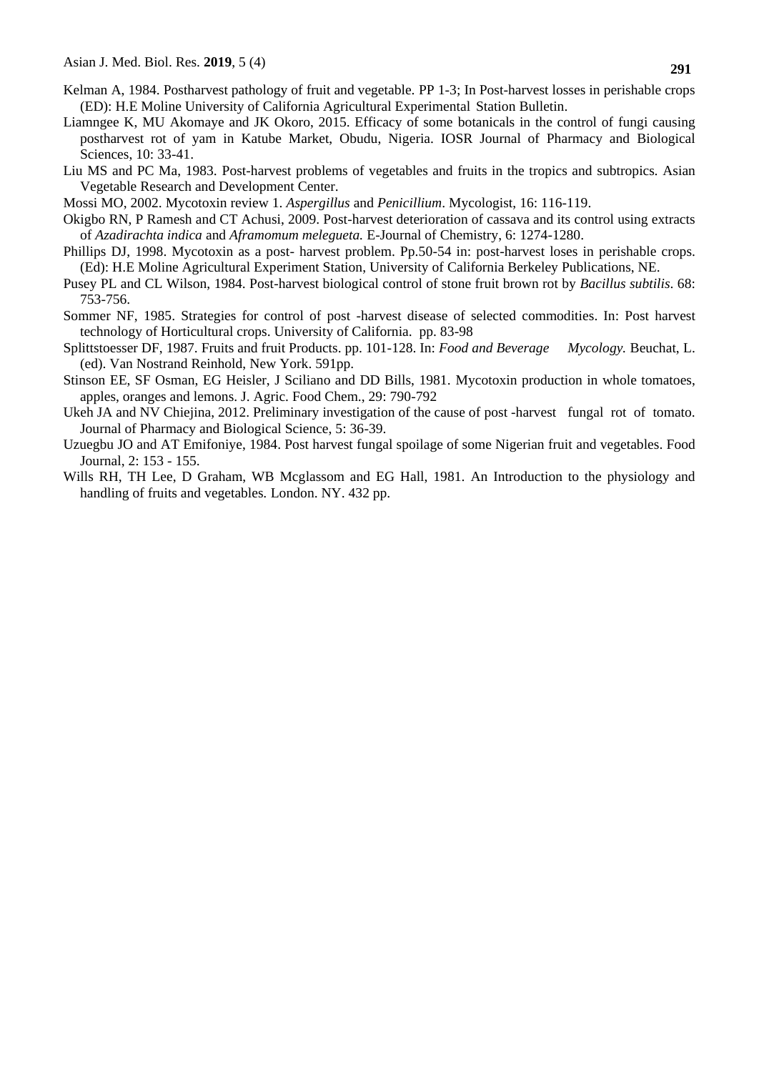Kelman A, 1984. Postharvest pathology of fruit and vegetable. PP 1-3; In Post-harvest losses in perishable crops (ED): H.E Moline University of California Agricultural Experimental Station Bulletin.

Liamngee K, MU Akomaye and JK Okoro, 2015. Efficacy of some botanicals in the control of fungi causing postharvest rot of yam in Katube Market, Obudu, Nigeria. IOSR Journal of Pharmacy and Biological Sciences, 10: 33-41.

Liu MS and PC Ma, 1983. Post-harvest problems of vegetables and fruits in the tropics and subtropics. Asian Vegetable Research and Development Center.

Mossi MO, 2002. Mycotoxin review 1. *Aspergillus* and *Penicillium*. Mycologist, 16: 116-119.

Okigbo RN, P Ramesh and CT Achusi, 2009. Post-harvest deterioration of cassava and its control using extracts of *Azadirachta indica* and *Aframomum melegueta.* E-Journal of Chemistry, 6: 1274-1280.

Phillips DJ, 1998. Mycotoxin as a post- harvest problem. Pp.50-54 in: post-harvest loses in perishable crops. (Ed): H.E Moline Agricultural Experiment Station, University of California Berkeley Publications, NE.

Pusey PL and CL Wilson, 1984. Post-harvest biological control of stone fruit brown rot by *Bacillus subtilis*. 68: 753-756.

Sommer NF, 1985. Strategies for control of post -harvest disease of selected commodities. In: Post harvest technology of Horticultural crops. University of California. pp. 83-98

Splittstoesser DF, 1987. Fruits and fruit Products. pp. 101-128. In: *Food and Beverage Mycology.* Beuchat, L. (ed). Van Nostrand Reinhold, New York. 591pp.

Stinson EE, SF Osman, EG Heisler, J Sciliano and DD Bills, 1981. Mycotoxin production in whole tomatoes, apples, oranges and lemons. J. Agric. Food Chem., 29: 790-792

Ukeh JA and NV Chiejina, 2012. Preliminary investigation of the cause of post -harvest fungal rot of tomato. Journal of Pharmacy and Biological Science, 5: 36-39.

Uzuegbu JO and AT Emifoniye, 1984. Post harvest fungal spoilage of some Nigerian fruit and vegetables. Food Journal, 2: 153 - 155.

Wills RH, TH Lee, D Graham, WB Mcglassom and EG Hall, 1981. An Introduction to the physiology and handling of fruits and vegetables. London. NY. 432 pp.